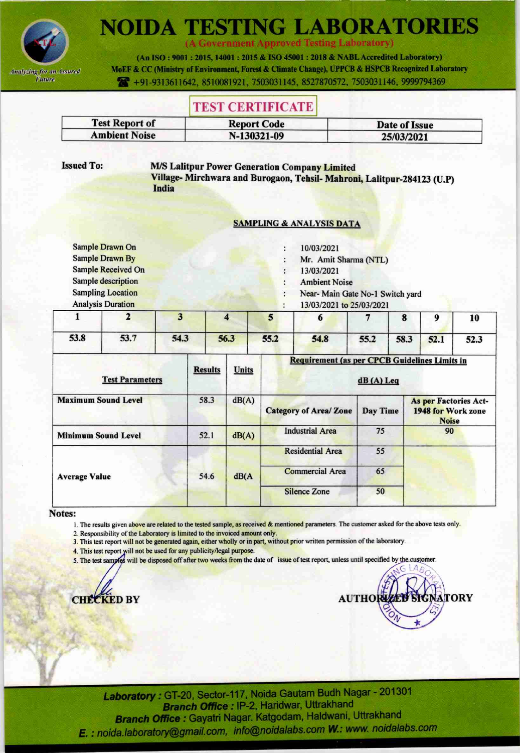# NOIDA TESTING LABORATORIES

**(A Government Approved Testing Laboratory)**

**(An ISO : 9001 : 2015, 14001 : 2015 & ISO 45001 : 2018 & NABL Accredited Laboratory)**

**MoEF & CC (Ministry of Environment, Forest & Climate Change), UPPCB & HSPCB Recognized Laboratory**

+91-9313611642, 8510081921, 7503031145, 8527870572, 7503031146, 9999794369

*Analyzing for an Assured Future*

## TEST CERTIFICATE

| Test Report of | Report Code | Date of Issue |
|---|---|---|
| Ambient Noise | N-130321-09 | 25/03/2021 |

**Issued To:** **M/S Lalitpur Power Generation Company Limited**
**Village- Mirchwara and Burogaon, Tehsil- Mahroni, Lalitpur-284123 (U.P)**
**India**

### SAMPLING & ANALYSIS DATA

| | | |
|---|---|---|
| Sample Drawn On | : | 10/03/2021 |
| Sample Drawn By | : | Mr. Amit Sharma (NTL) |
| Sample Received On | : | 13/03/2021 |
| Sample description | : | Ambient Noise |
| Sampling Location | : | Near- Main Gate No-1 Switch yard |
| Analysis Duration | : | 13/03/2021 to 25/03/2021 |

| 1 | 2 | 3 | 4 | 5 | 6 | 7 | 8 | 9 | 10 |
|---|---|---|---|---|---|---|---|---|---|
| 53.8 | 53.7 | 54.3 | 56.3 | 55.2 | 54.8 | 55.2 | 58.3 | 52.1 | 52.3 |

| Test Parameters | Results | Units | Requirement (as per CPCB Guidelines Limits in dB (A) Leq | | |
|---|---|---|---|---|---|
| Maximum Sound Level | 58.3 | dB(A) | Category of Area/ Zone | Day Time | As per Factories Act-1948 for Work zone Noise |
| Minimum Sound Level | 52.1 | dB(A) | Industrial Area | 75 | 90 |
| Average Value | 54.6 | dB(A | Residential Area | 55 | |
| | | | Commercial Area | 65 | |
| | | | Silence Zone | 50 | |

**Notes:**

1. The results given above are related to the tested sample, as received & mentioned parameters. The customer asked for the above tests only.
2. Responsibility of the Laboratory is limited to the invoiced amount only.
3. This test report will not be generated again, either wholly or in part, without prior written permission of the laboratory.
4. This test report will not be used for any publicity/legal purpose.
5. The test samples will be disposed off after two weeks from the date of issue of test report, unless until specified by the customer.

**CHECKED BY** **AUTHORIZED SIGNATORY**

***Laboratory :*** GT-20, Sector-117, Noida Gautam Budh Nagar - 201301
***Branch Office :*** IP-2, Haridwar, Uttrakhand
***Branch Office :*** Gayatri Nagar. Katgodam, Haldwani, Uttrakhand
***E. :*** *noida.laboratory@gmail.com, info@noidalabs.com* ***W.:*** *www. noidalabs.com*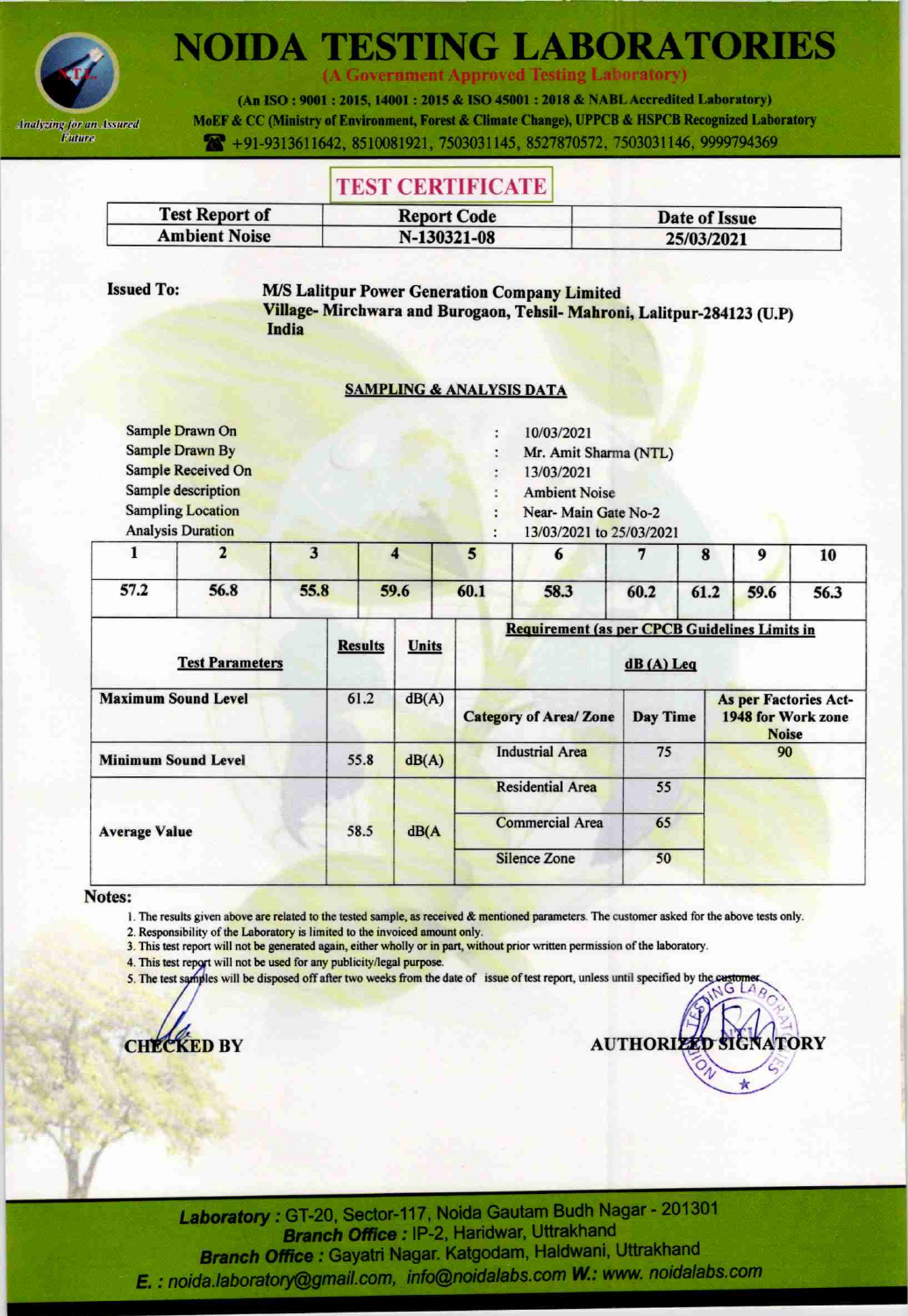# NOIDA TESTING LABORATORIES

(A Government Approved Testing Laboratory)

(An ISO : 9001 : 2015, 14001 : 2015 & ISO 45001 : 2018 & NABL Accredited Laboratory)

MoEF & CC (Ministry of Environment, Forest & Climate Change), UPPCB & HSPCB Recognized Laboratory

+91-9313611642, 8510081921, 7503031145, 8527870572, 7503031146, 9999794369

Analyzing for an Assured Future

## TEST CERTIFICATE

| Test Report of | Report Code | Date of Issue |
|---|---|---|
| Ambient Noise | N-130321-08 | 25/03/2021 |

**Issued To:** **M/S Lalitpur Power Generation Company Limited**
**Village- Mirchwara and Burogaon, Tehsil- Mahroni, Lalitpur-284123 (U.P)**
**India**

**SAMPLING & ANALYSIS DATA**

| | | |
|---|---|---|
| Sample Drawn On | : | 10/03/2021 |
| Sample Drawn By | : | Mr. Amit Sharma (NTL) |
| Sample Received On | : | 13/03/2021 |
| Sample description | : | Ambient Noise |
| Sampling Location | : | Near- Main Gate No-2 |
| Analysis Duration | : | 13/03/2021 to 25/03/2021 |

| 1 | 2 | 3 | 4 | 5 | 6 | 7 | 8 | 9 | 10 |
|---|---|---|---|---|---|---|---|---|---|
| 57.2 | 56.8 | 55.8 | 59.6 | 60.1 | 58.3 | 60.2 | 61.2 | 59.6 | 56.3 |

| Test Parameters | Results | Units | Requirement (as per CPCB Guidelines Limits in dB (A) Leq | | |
|---|---|---|---|---|---|
| Maximum Sound Level | 61.2 | dB(A) | Category of Area/ Zone | Day Time | As per Factories Act-1948 for Work zone Noise |
| Minimum Sound Level | 55.8 | dB(A) | Industrial Area | 75 | 90 |
| Average Value | 58.5 | dB(A | Residential Area | 55 | |
| | | | Commercial Area | 65 | |
| | | | Silence Zone | 50 | |

**Notes:**

1. The results given above are related to the tested sample, as received & mentioned parameters. The customer asked for the above tests only.
2. Responsibility of the Laboratory is limited to the invoiced amount only.
3. This test report will not be generated again, either wholly or in part, without prior written permission of the laboratory.
4. This test report will not be used for any publicity/legal purpose.
5. The test samples will be disposed off after two weeks from the date of issue of test report, unless until specified by the customer.

**CHECKED BY** **AUTHORIZED SIGNATORY**

**Laboratory :** GT-20, Sector-117, Noida Gautam Budh Nagar - 201301
**Branch Office :** IP-2, Haridwar, Uttrakhand
**Branch Office :** Gayatri Nagar, Katgodam, Haldwani, Uttrakhand
**E. :** noida.laboratory@gmail.com, info@noidalabs.com **W.:** www.noidalabs.com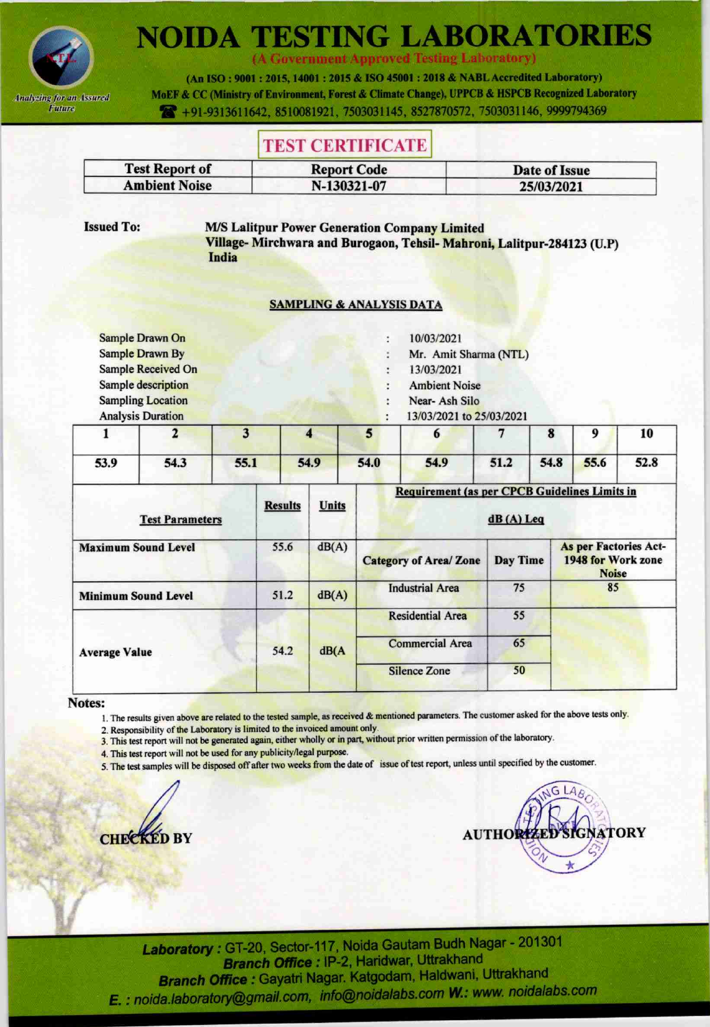# NOIDA TESTING LABORATORIES

(A Government Approved Testing Laboratory)

(An ISO : 9001 : 2015, 14001 : 2015 & ISO 45001 : 2018 & NABL Accredited Laboratory)
MoEF & CC (Ministry of Environment, Forest & Climate Change), UPPCB & HSPCB Recognized Laboratory
+91-9313611642, 8510081921, 7503031145, 8527870572, 7503031146, 9999794369

*Analyzing for an Assured Future*

## TEST CERTIFICATE

| Test Report of | Report Code | Date of Issue |
|---|---|---|
| Ambient Noise | N-130321-07 | 25/03/2021 |

**Issued To:** **M/S Lalitpur Power Generation Company Limited**
**Village- Mirchwara and Burogaon, Tehsil- Mahroni, Lalitpur-284123 (U.P)**
**India**

### SAMPLING & ANALYSIS DATA

| | | |
|---|---|---|
| Sample Drawn On | : | 10/03/2021 |
| Sample Drawn By | : | Mr. Amit Sharma (NTL) |
| Sample Received On | : | 13/03/2021 |
| Sample description | : | Ambient Noise |
| Sampling Location | : | Near- Ash Silo |
| Analysis Duration | : | 13/03/2021 to 25/03/2021 |

| 1 | 2 | 3 | 4 | 5 | 6 | 7 | 8 | 9 | 10 |
|---|---|---|---|---|---|---|---|---|---|
| 53.9 | 54.3 | 55.1 | 54.9 | 54.0 | 54.9 | 51.2 | 54.8 | 55.6 | 52.8 |

| Test Parameters | Results | Units | Requirement (as per CPCB Guidelines Limits in dB (A) Leq | | |
|---|---|---|---|---|---|
| Maximum Sound Level | 55.6 | dB(A) | Category of Area/ Zone | Day Time | As per Factories Act-1948 for Work zone Noise |
| Minimum Sound Level | 51.2 | dB(A) | Industrial Area | 75 | 85 |
| Average Value | 54.2 | dB(A | Residential Area | 55 | |
| | | | Commercial Area | 65 | |
| | | | Silence Zone | 50 | |

**Notes:**

1. The results given above are related to the tested sample, as received & mentioned parameters. The customer asked for the above tests only.
2. Responsibility of the Laboratory is limited to the invoiced amount only.
3. This test report will not be generated again, either wholly or in part, without prior written permission of the laboratory.
4. This test report will not be used for any publicity/legal purpose.
5. The test samples will be disposed off after two weeks from the date of issue of test report, unless until specified by the customer.

**CHECKED BY** **AUTHORIZED SIGNATORY**

***Laboratory :*** GT-20, Sector-117, Noida Gautam Budh Nagar - 201301
***Branch Office :*** IP-2, Haridwar, Uttrakhand
***Branch Office :*** Gayatri Nagar. Katgodam, Haldwani, Uttrakhand
*E. : noida.laboratory@gmail.com, info@noidalabs.com* ***W.:*** *www. noidalabs.com*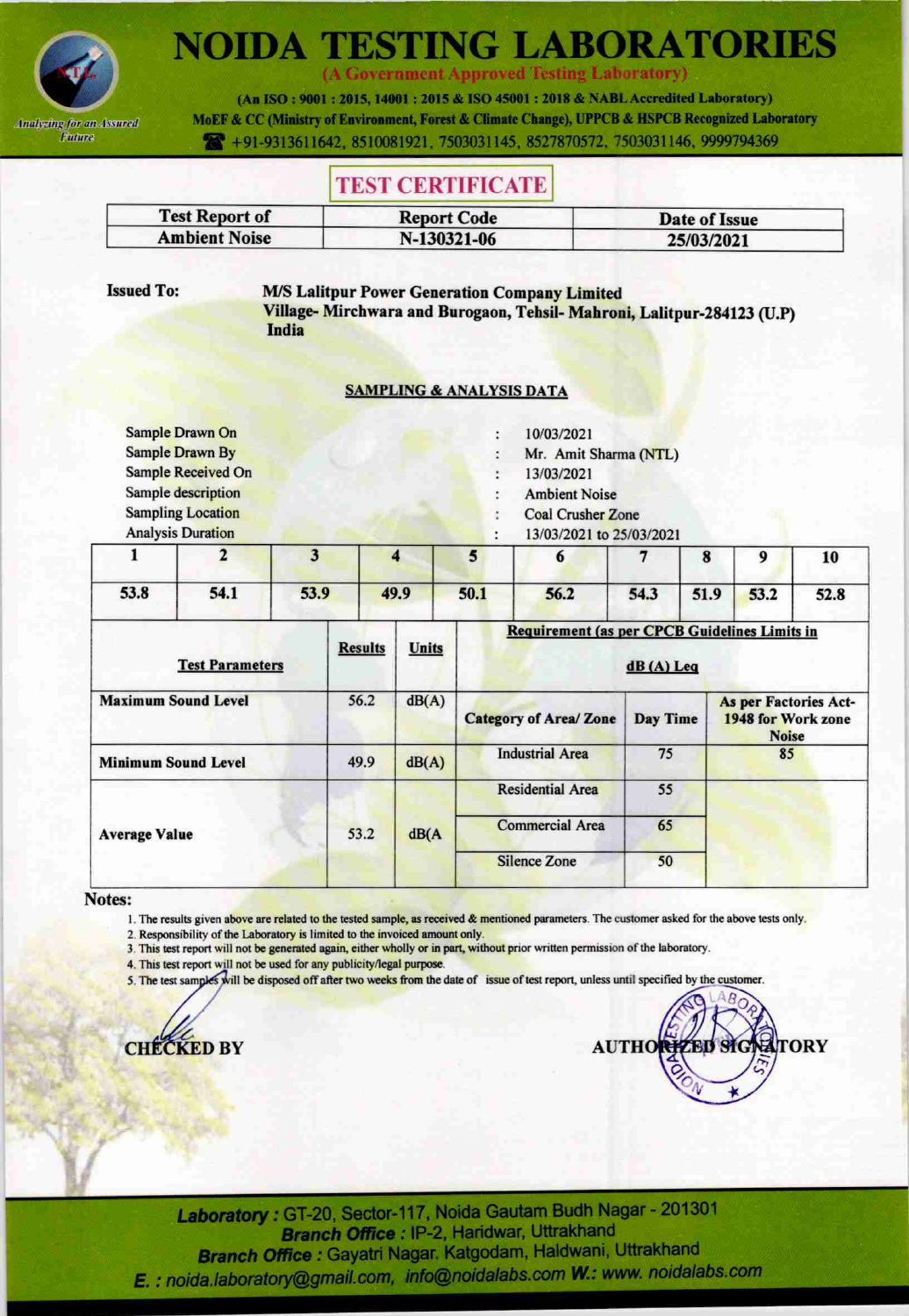# NOIDA TESTING LABORATORIES

(A Government Approved Testing Laboratory)

(An ISO : 9001 : 2015, 14001 : 2015 & ISO 45001 : 2018 & NABL Accredited Laboratory)
MoEF & CC (Ministry of Environment, Forest & Climate Change), UPPCB & HSPCB Recognized Laboratory
+91-9313611642, 8510081921, 7503031145, 8527870572, 7503031146, 9999794369

Analyzing for an Assured Future

## TEST CERTIFICATE

| Test Report of | Report Code | Date of Issue |
|---|---|---|
| Ambient Noise | N-130321-06 | 25/03/2021 |

**Issued To:** **M/S Lalitpur Power Generation Company Limited**
**Village- Mirchwara and Burogaon, Tehsil- Mahroni, Lalitpur-284123 (U.P)**
**India**

### SAMPLING & ANALYSIS DATA

| | | |
|---|---|---|
| Sample Drawn On | : | 10/03/2021 |
| Sample Drawn By | : | Mr. Amit Sharma (NTL) |
| Sample Received On | : | 13/03/2021 |
| Sample description | : | Ambient Noise |
| Sampling Location | : | Coal Crusher Zone |
| Analysis Duration | : | 13/03/2021 to 25/03/2021 |

| 1 | 2 | 3 | 4 | 5 | 6 | 7 | 8 | 9 | 10 |
|---|---|---|---|---|---|---|---|---|---|
| 53.8 | 54.1 | 53.9 | 49.9 | 50.1 | 56.2 | 54.3 | 51.9 | 53.2 | 52.8 |

| Test Parameters | Results | Units | Requirement (as per CPCB Guidelines Limits in dB (A) Leq | | |
|---|---|---|---|---|---|
| Maximum Sound Level | 56.2 | dB(A) | Category of Area/ Zone | Day Time | As per Factories Act-1948 for Work zone Noise |
| Minimum Sound Level | 49.9 | dB(A) | Industrial Area | 75 | 85 |
| Average Value | 53.2 | dB(A | Residential Area | 55 | |
| | | | Commercial Area | 65 | |
| | | | Silence Zone | 50 | |

**Notes:**

1. The results given above are related to the tested sample, as received & mentioned parameters. The customer asked for the above tests only.
2. Responsibility of the Laboratory is limited to the invoiced amount only.
3. This test report will not be generated again, either wholly or in part, without prior written permission of the laboratory.
4. This test report will not be used for any publicity/legal purpose.
5. The test samples will be disposed off after two weeks from the date of issue of test report, unless until specified by the customer.

**CHECKED BY** **AUTHORIZED SIGNATORY**

***Laboratory :*** GT-20, Sector-117, Noida Gautam Budh Nagar - 201301
***Branch Office :*** IP-2, Haridwar, Uttrakhand
***Branch Office :*** Gayatri Nagar. Katgodam, Haldwani, Uttrakhand
***E. :*** *noida.laboratory@gmail.com, info@noidalabs.com* ***W.:*** *www. noidalabs.com*